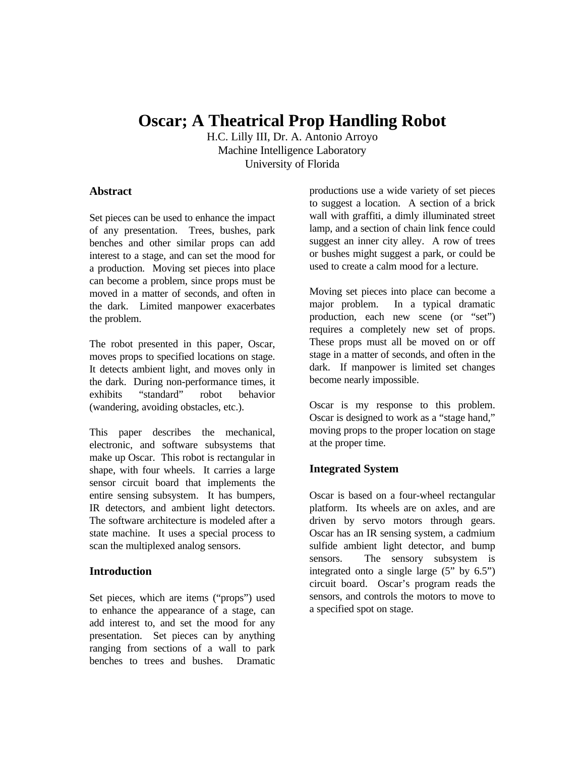# Oscar; A Theatrical Prop Handling Robot

H.C. Lilly III, Dr. A. Antonio Arroyo
Machine Intelligence Laboratory
University of Florida

## Abstract

Set pieces can be used to enhance the impact of any presentation. Trees, bushes, park benches and other similar props can add interest to a stage, and can set the mood for a production. Moving set pieces into place can become a problem, since props must be moved in a matter of seconds, and often in the dark. Limited manpower exacerbates the problem.

The robot presented in this paper, Oscar, moves props to specified locations on stage. It detects ambient light, and moves only in the dark. During non-performance times, it exhibits "standard" robot behavior (wandering, avoiding obstacles, etc.).

This paper describes the mechanical, electronic, and software subsystems that make up Oscar. This robot is rectangular in shape, with four wheels. It carries a large sensor circuit board that implements the entire sensing subsystem. It has bumpers, IR detectors, and ambient light detectors. The software architecture is modeled after a state machine. It uses a special process to scan the multiplexed analog sensors.

## Introduction

Set pieces, which are items ("props") used to enhance the appearance of a stage, can add interest to, and set the mood for any presentation. Set pieces can by anything ranging from sections of a wall to park benches to trees and bushes. Dramatic productions use a wide variety of set pieces to suggest a location. A section of a brick wall with graffiti, a dimly illuminated street lamp, and a section of chain link fence could suggest an inner city alley. A row of trees or bushes might suggest a park, or could be used to create a calm mood for a lecture.

Moving set pieces into place can become a major problem. In a typical dramatic production, each new scene (or "set") requires a completely new set of props. These props must all be moved on or off stage in a matter of seconds, and often in the dark. If manpower is limited set changes become nearly impossible.

Oscar is my response to this problem. Oscar is designed to work as a "stage hand," moving props to the proper location on stage at the proper time.

## Integrated System

Oscar is based on a four-wheel rectangular platform. Its wheels are on axles, and are driven by servo motors through gears. Oscar has an IR sensing system, a cadmium sulfide ambient light detector, and bump sensors. The sensory subsystem is integrated onto a single large (5" by 6.5") circuit board. Oscar's program reads the sensors, and controls the motors to move to a specified spot on stage.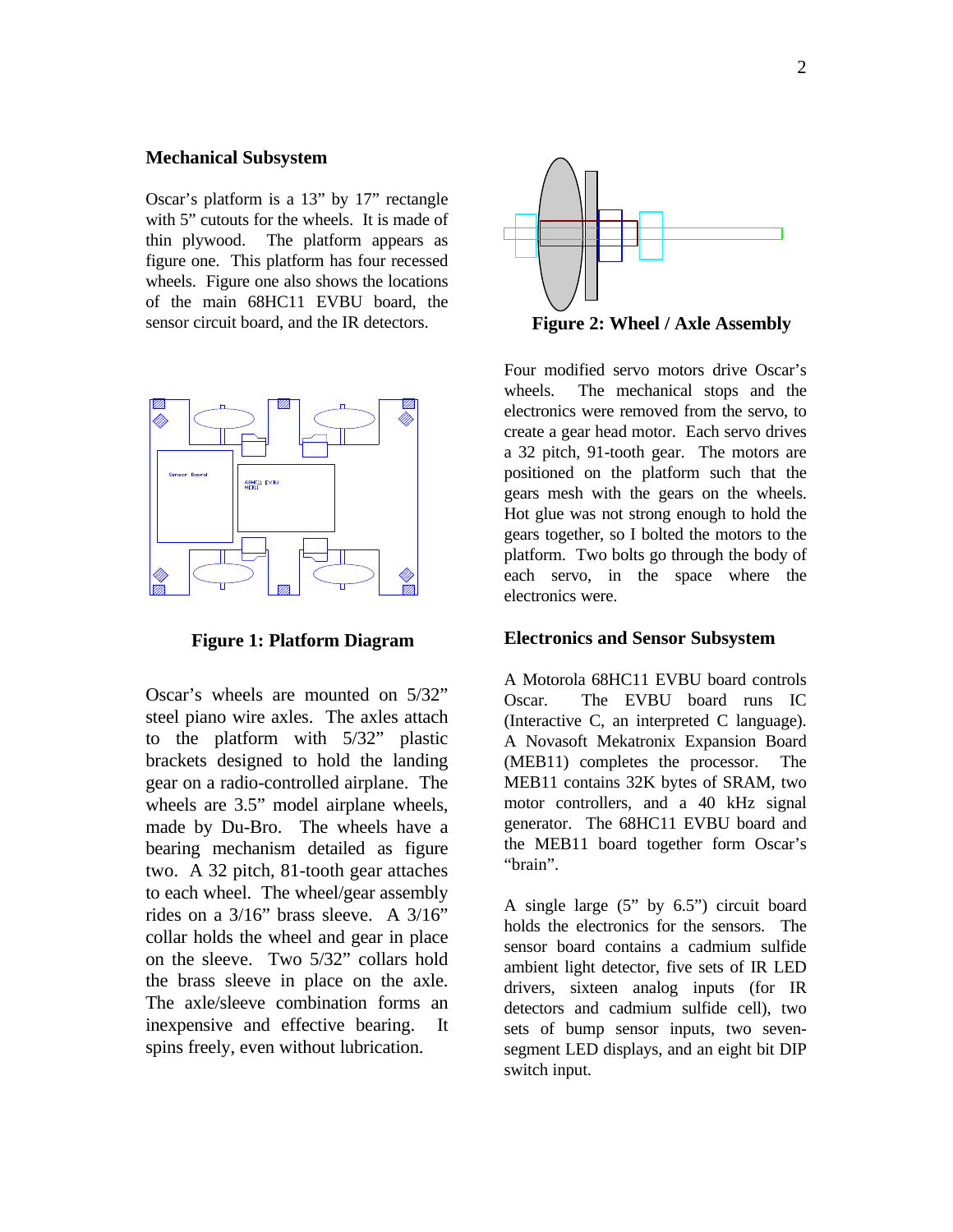## Mechanical Subsystem

Oscar's platform is a 13" by 17" rectangle with 5" cutouts for the wheels. It is made of thin plywood. The platform appears as figure one. This platform has four recessed wheels. Figure one also shows the locations of the main 68HC11 EVBU board, the sensor circuit board, and the IR detectors.

**Figure 1: Platform Diagram**

Oscar's wheels are mounted on 5/32" steel piano wire axles. The axles attach to the platform with 5/32" plastic brackets designed to hold the landing gear on a radio-controlled airplane. The wheels are 3.5" model airplane wheels, made by Du-Bro. The wheels have a bearing mechanism detailed as figure two. A 32 pitch, 81-tooth gear attaches to each wheel. The wheel/gear assembly rides on a 3/16" brass sleeve. A 3/16" collar holds the wheel and gear in place on the sleeve. Two 5/32" collars hold the brass sleeve in place on the axle. The axle/sleeve combination forms an inexpensive and effective bearing. It spins freely, even without lubrication.

**Figure 2: Wheel / Axle Assembly**

Four modified servo motors drive Oscar's wheels. The mechanical stops and the electronics were removed from the servo, to create a gear head motor. Each servo drives a 32 pitch, 91-tooth gear. The motors are positioned on the platform such that the gears mesh with the gears on the wheels. Hot glue was not strong enough to hold the gears together, so I bolted the motors to the platform. Two bolts go through the body of each servo, in the space where the electronics were.

## Electronics and Sensor Subsystem

A Motorola 68HC11 EVBU board controls Oscar. The EVBU board runs IC (Interactive C, an interpreted C language). A Novasoft Mekatronix Expansion Board (MEB11) completes the processor. The MEB11 contains 32K bytes of SRAM, two motor controllers, and a 40 kHz signal generator. The 68HC11 EVBU board and the MEB11 board together form Oscar's "brain".

A single large (5" by 6.5") circuit board holds the electronics for the sensors. The sensor board contains a cadmium sulfide ambient light detector, five sets of IR LED drivers, sixteen analog inputs (for IR detectors and cadmium sulfide cell), two sets of bump sensor inputs, two seven-segment LED displays, and an eight bit DIP switch input.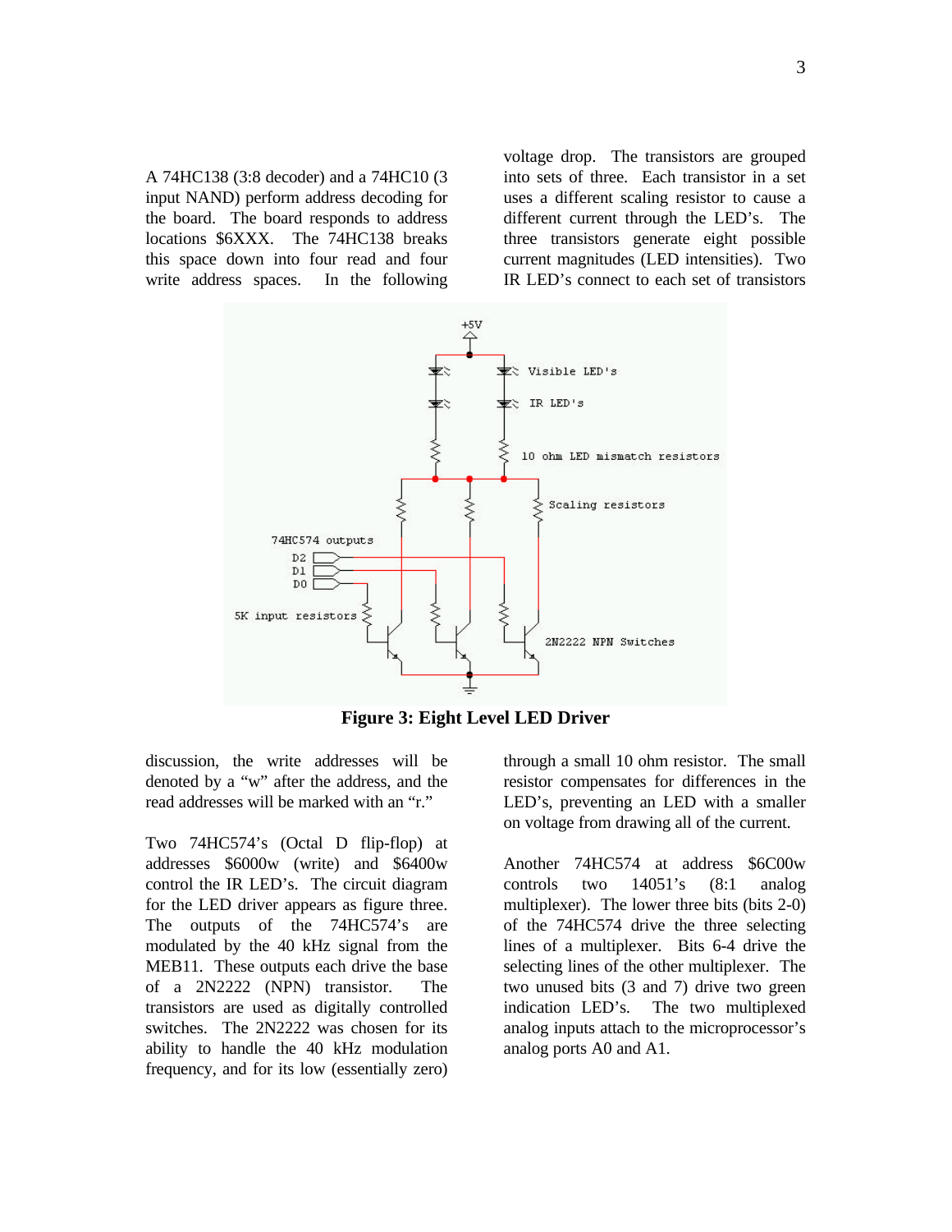A 74HC138 (3:8 decoder) and a 74HC10 (3 input NAND) perform address decoding for the board. The board responds to address locations $6XXX. The 74HC138 breaks this space down into four read and four write address spaces. In the following discussion, the write addresses will be denoted by a "w" after the address, and the read addresses will be marked with an "r."

Two 74HC574's (Octal D flip-flop) at addresses $6000w (write) and $6400w control the IR LED's. The circuit diagram for the LED driver appears as figure three. The outputs of the 74HC574's are modulated by the 40 kHz signal from the MEB11. These outputs each drive the base of a 2N2222 (NPN) transistor. The transistors are used as digitally controlled switches. The 2N2222 was chosen for its ability to handle the 40 kHz modulation frequency, and for its low (essentially zero) voltage drop. The transistors are grouped into sets of three. Each transistor in a set uses a different scaling resistor to cause a different current through the LED's. The three transistors generate eight possible current magnitudes (LED intensities). Two IR LED's connect to each set of transistors through a small 10 ohm resistor. The small resistor compensates for differences in the LED's, preventing an LED with a smaller on voltage from drawing all of the current.

**Figure 3: Eight Level LED Driver**

Another 74HC574 at address $6C00w controls two 14051's (8:1 analog multiplexer). The lower three bits (bits 2-0) of the 74HC574 drive the three selecting lines of a multiplexer. Bits 6-4 drive the selecting lines of the other multiplexer. The two unused bits (3 and 7) drive two green indication LED's. The two multiplexed analog inputs attach to the microprocessor's analog ports A0 and A1.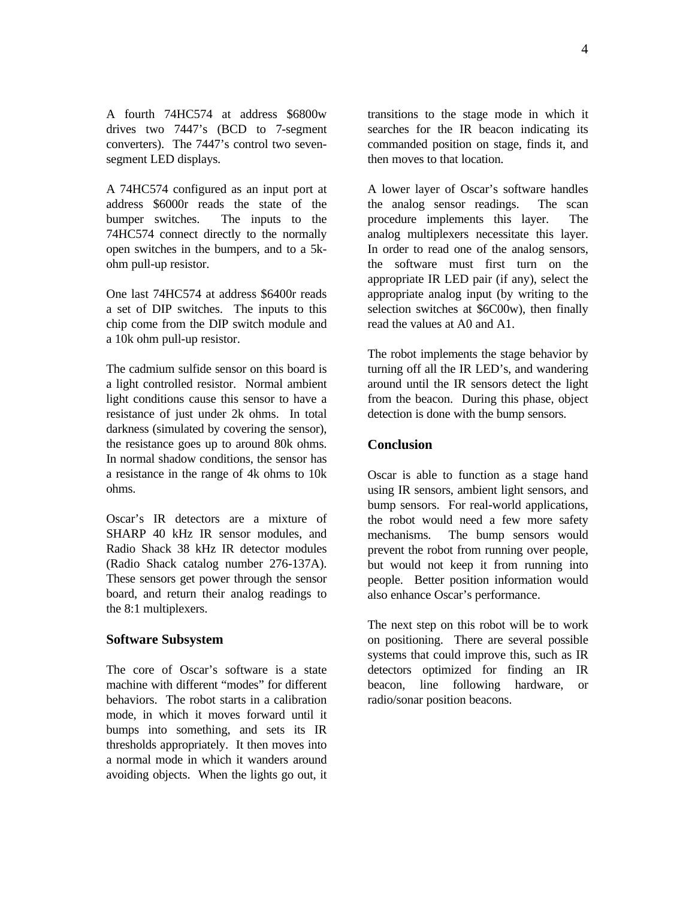A fourth 74HC574 at address $6800w drives two 7447's (BCD to 7-segment converters). The 7447's control two seven-segment LED displays.

A 74HC574 configured as an input port at address $6000r reads the state of the bumper switches. The inputs to the 74HC574 connect directly to the normally open switches in the bumpers, and to a 5k-ohm pull-up resistor.

One last 74HC574 at address $6400r reads a set of DIP switches. The inputs to this chip come from the DIP switch module and a 10k ohm pull-up resistor.

The cadmium sulfide sensor on this board is a light controlled resistor. Normal ambient light conditions cause this sensor to have a resistance of just under 2k ohms. In total darkness (simulated by covering the sensor), the resistance goes up to around 80k ohms. In normal shadow conditions, the sensor has a resistance in the range of 4k ohms to 10k ohms.

Oscar's IR detectors are a mixture of SHARP 40 kHz IR sensor modules, and Radio Shack 38 kHz IR detector modules (Radio Shack catalog number 276-137A). These sensors get power through the sensor board, and return their analog readings to the 8:1 multiplexers.

## Software Subsystem

The core of Oscar's software is a state machine with different "modes" for different behaviors. The robot starts in a calibration mode, in which it moves forward until it bumps into something, and sets its IR thresholds appropriately. It then moves into a normal mode in which it wanders around avoiding objects. When the lights go out, it transitions to the stage mode in which it searches for the IR beacon indicating its commanded position on stage, finds it, and then moves to that location.

A lower layer of Oscar's software handles the analog sensor readings. The scan procedure implements this layer. The analog multiplexers necessitate this layer. In order to read one of the analog sensors, the software must first turn on the appropriate IR LED pair (if any), select the appropriate analog input (by writing to the selection switches at $6C00w), then finally read the values at A0 and A1.

The robot implements the stage behavior by turning off all the IR LED's, and wandering around until the IR sensors detect the light from the beacon. During this phase, object detection is done with the bump sensors.

## Conclusion

Oscar is able to function as a stage hand using IR sensors, ambient light sensors, and bump sensors. For real-world applications, the robot would need a few more safety mechanisms. The bump sensors would prevent the robot from running over people, but would not keep it from running into people. Better position information would also enhance Oscar's performance.

The next step on this robot will be to work on positioning. There are several possible systems that could improve this, such as IR detectors optimized for finding an IR beacon, line following hardware, or radio/sonar position beacons.